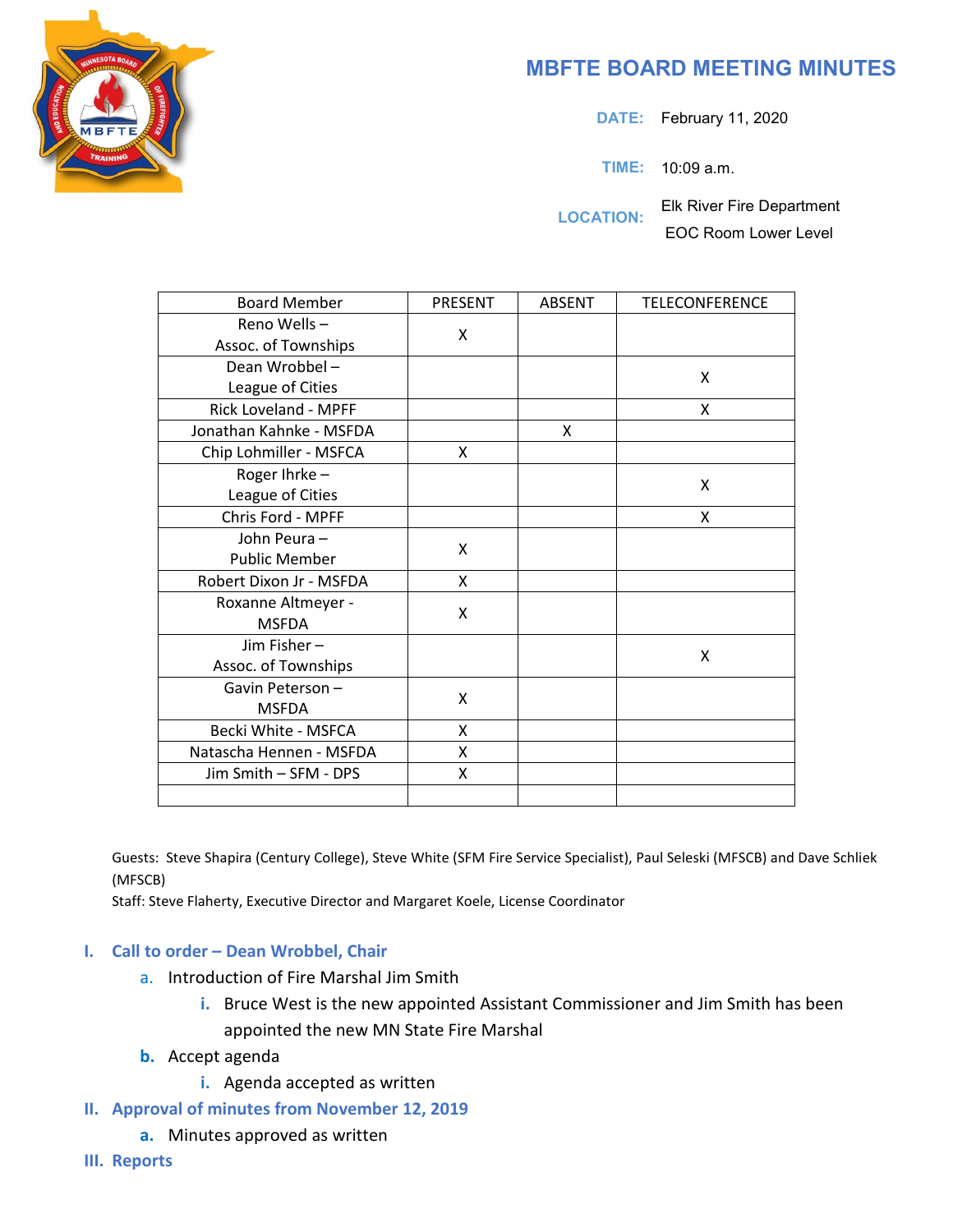# MBFTE BOARD MEETING MINUTES

**DATE:** February 11, 2020

**TIME:** 10:09 a.m.

**LOCATION:** Elk River Fire Department
EOC Room Lower Level

| Board Member | PRESENT | ABSENT | TELECONFERENCE |
|---|---|---|---|
| Reno Wells – Assoc. of Townships | X | | |
| Dean Wrobbel – League of Cities | | | X |
| Rick Loveland - MPFF | | | X |
| Jonathan Kahnke - MSFDA | | X | |
| Chip Lohmiller - MSFCA | X | | |
| Roger Ihrke – League of Cities | | | X |
| Chris Ford - MPFF | | | X |
| John Peura – Public Member | X | | |
| Robert Dixon Jr - MSFDA | X | | |
| Roxanne Altmeyer - MSFDA | X | | |
| Jim Fisher – Assoc. of Townships | | | X |
| Gavin Peterson – MSFDA | X | | |
| Becki White - MSFCA | X | | |
| Natascha Hennen - MSFDA | X | | |
| Jim Smith – SFM - DPS | X | | |
| | | | |

Guests: Steve Shapira (Century College), Steve White (SFM Fire Service Specialist), Paul Seleski (MFSCB) and Dave Schliek (MFSCB)

Staff: Steve Flaherty, Executive Director and Margaret Koele, License Coordinator

## I. Call to order – Dean Wrobbel, Chair

a. Introduction of Fire Marshal Jim Smith
   i. Bruce West is the new appointed Assistant Commissioner and Jim Smith has been appointed the new MN State Fire Marshal

b. Accept agenda
   i. Agenda accepted as written

## II. Approval of minutes from November 12, 2019

a. Minutes approved as written

## III. Reports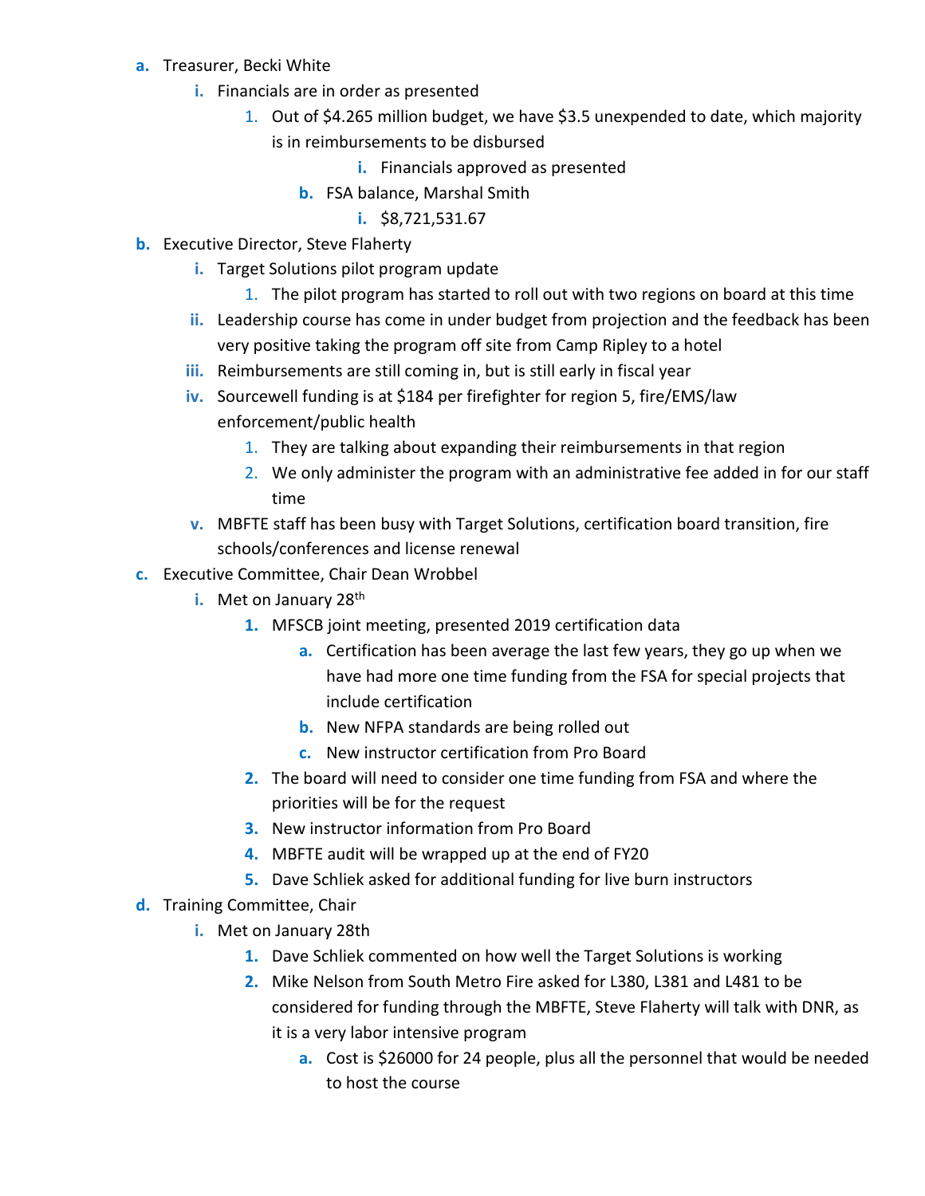- a. Treasurer, Becki White
  - i. Financials are in order as presented
    1. Out of $4.265 million budget, we have $3.5 unexpended to date, which majority is in reimbursements to be disbursed
       - i. Financials approved as presented
    - b. FSA balance, Marshal Smith
      - i. $8,721,531.67
- b. Executive Director, Steve Flaherty
  - i. Target Solutions pilot program update
    1. The pilot program has started to roll out with two regions on board at this time
  - ii. Leadership course has come in under budget from projection and the feedback has been very positive taking the program off site from Camp Ripley to a hotel
  - iii. Reimbursements are still coming in, but is still early in fiscal year
  - iv. Sourcewell funding is at $184 per firefighter for region 5, fire/EMS/law enforcement/public health
    1. They are talking about expanding their reimbursements in that region
    2. We only administer the program with an administrative fee added in for our staff time
  - v. MBFTE staff has been busy with Target Solutions, certification board transition, fire schools/conferences and license renewal
- c. Executive Committee, Chair Dean Wrobbel
  - i. Met on January 28th
    1. MFSCB joint meeting, presented 2019 certification data
       - a. Certification has been average the last few years, they go up when we have had more one time funding from the FSA for special projects that include certification
       - b. New NFPA standards are being rolled out
       - c. New instructor certification from Pro Board
    2. The board will need to consider one time funding from FSA and where the priorities will be for the request
    3. New instructor information from Pro Board
    4. MBFTE audit will be wrapped up at the end of FY20
    5. Dave Schliek asked for additional funding for live burn instructors
- d. Training Committee, Chair
  - i. Met on January 28th
    1. Dave Schliek commented on how well the Target Solutions is working
    2. Mike Nelson from South Metro Fire asked for L380, L381 and L481 to be considered for funding through the MBFTE, Steve Flaherty will talk with DNR, as it is a very labor intensive program
       - a. Cost is $26000 for 24 people, plus all the personnel that would be needed to host the course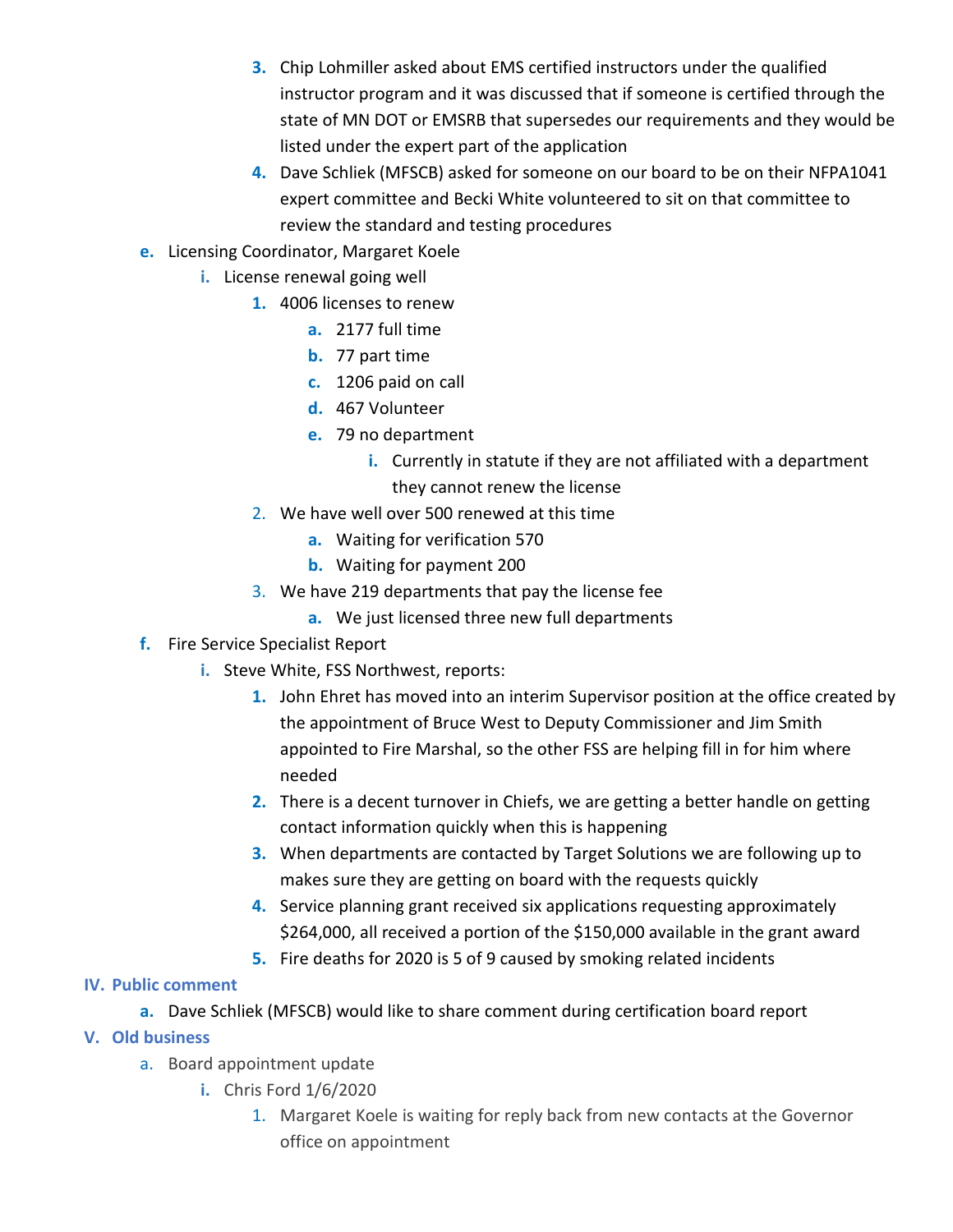3. Chip Lohmiller asked about EMS certified instructors under the qualified instructor program and it was discussed that if someone is certified through the state of MN DOT or EMSRB that supersedes our requirements and they would be listed under the expert part of the application
4. Dave Schliek (MFSCB) asked for someone on our board to be on their NFPA1041 expert committee and Becki White volunteered to sit on that committee to review the standard and testing procedures

e. Licensing Coordinator, Margaret Koele
   - i. License renewal going well
     1. 4006 licenses to renew
        - a. 2177 full time
        - b. 77 part time
        - c. 1206 paid on call
        - d. 467 Volunteer
        - e. 79 no department
          - i. Currently in statute if they are not affiliated with a department they cannot renew the license
     2. We have well over 500 renewed at this time
        - a. Waiting for verification 570
        - b. Waiting for payment 200
     3. We have 219 departments that pay the license fee
        - a. We just licensed three new full departments

f. Fire Service Specialist Report
   - i. Steve White, FSS Northwest, reports:
     1. John Ehret has moved into an interim Supervisor position at the office created by the appointment of Bruce West to Deputy Commissioner and Jim Smith appointed to Fire Marshal, so the other FSS are helping fill in for him where needed
     2. There is a decent turnover in Chiefs, we are getting a better handle on getting contact information quickly when this is happening
     3. When departments are contacted by Target Solutions we are following up to makes sure they are getting on board with the requests quickly
     4. Service planning grant received six applications requesting approximately $264,000, all received a portion of the $150,000 available in the grant award
     5. Fire deaths for 2020 is 5 of 9 caused by smoking related incidents

## IV. Public comment

a. Dave Schliek (MFSCB) would like to share comment during certification board report

## V. Old business

a. Board appointment update
   - i. Chris Ford 1/6/2020
     1. Margaret Koele is waiting for reply back from new contacts at the Governor office on appointment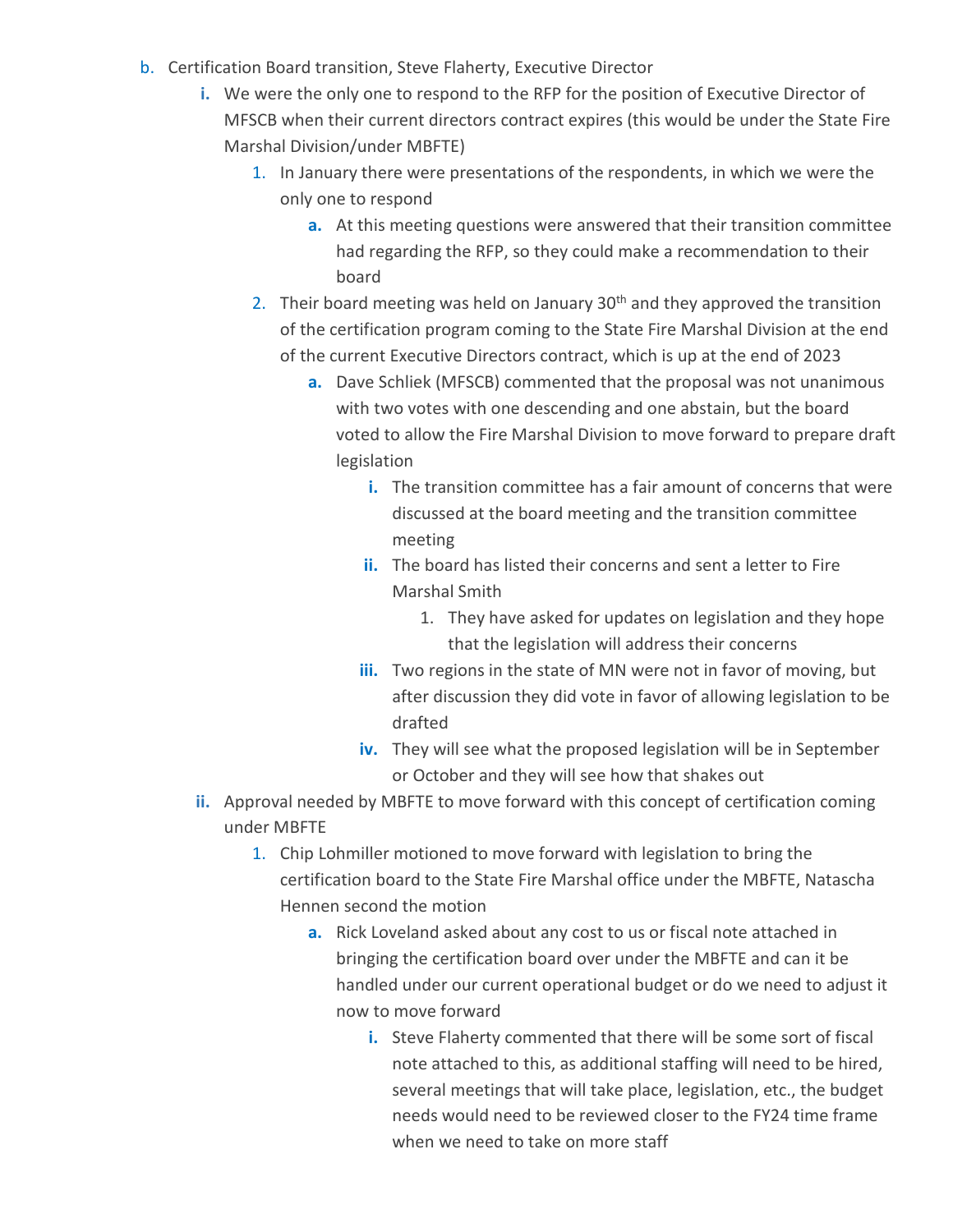b. Certification Board transition, Steve Flaherty, Executive Director
    i. We were the only one to respond to the RFP for the position of Executive Director of MFSCB when their current directors contract expires (this would be under the State Fire Marshal Division/under MBFTE)
        1. In January there were presentations of the respondents, in which we were the only one to respond
            a. At this meeting questions were answered that their transition committee had regarding the RFP, so they could make a recommendation to their board
        2. Their board meeting was held on January 30th and they approved the transition of the certification program coming to the State Fire Marshal Division at the end of the current Executive Directors contract, which is up at the end of 2023
            a. Dave Schliek (MFSCB) commented that the proposal was not unanimous with two votes with one descending and one abstain, but the board voted to allow the Fire Marshal Division to move forward to prepare draft legislation
                i. The transition committee has a fair amount of concerns that were discussed at the board meeting and the transition committee meeting
                ii. The board has listed their concerns and sent a letter to Fire Marshal Smith
                    1. They have asked for updates on legislation and they hope that the legislation will address their concerns
                iii. Two regions in the state of MN were not in favor of moving, but after discussion they did vote in favor of allowing legislation to be drafted
                iv. They will see what the proposed legislation will be in September or October and they will see how that shakes out
    ii. Approval needed by MBFTE to move forward with this concept of certification coming under MBFTE
        1. Chip Lohmiller motioned to move forward with legislation to bring the certification board to the State Fire Marshal office under the MBFTE, Natascha Hennen second the motion
            a. Rick Loveland asked about any cost to us or fiscal note attached in bringing the certification board over under the MBFTE and can it be handled under our current operational budget or do we need to adjust it now to move forward
                i. Steve Flaherty commented that there will be some sort of fiscal note attached to this, as additional staffing will need to be hired, several meetings that will take place, legislation, etc., the budget needs would need to be reviewed closer to the FY24 time frame when we need to take on more staff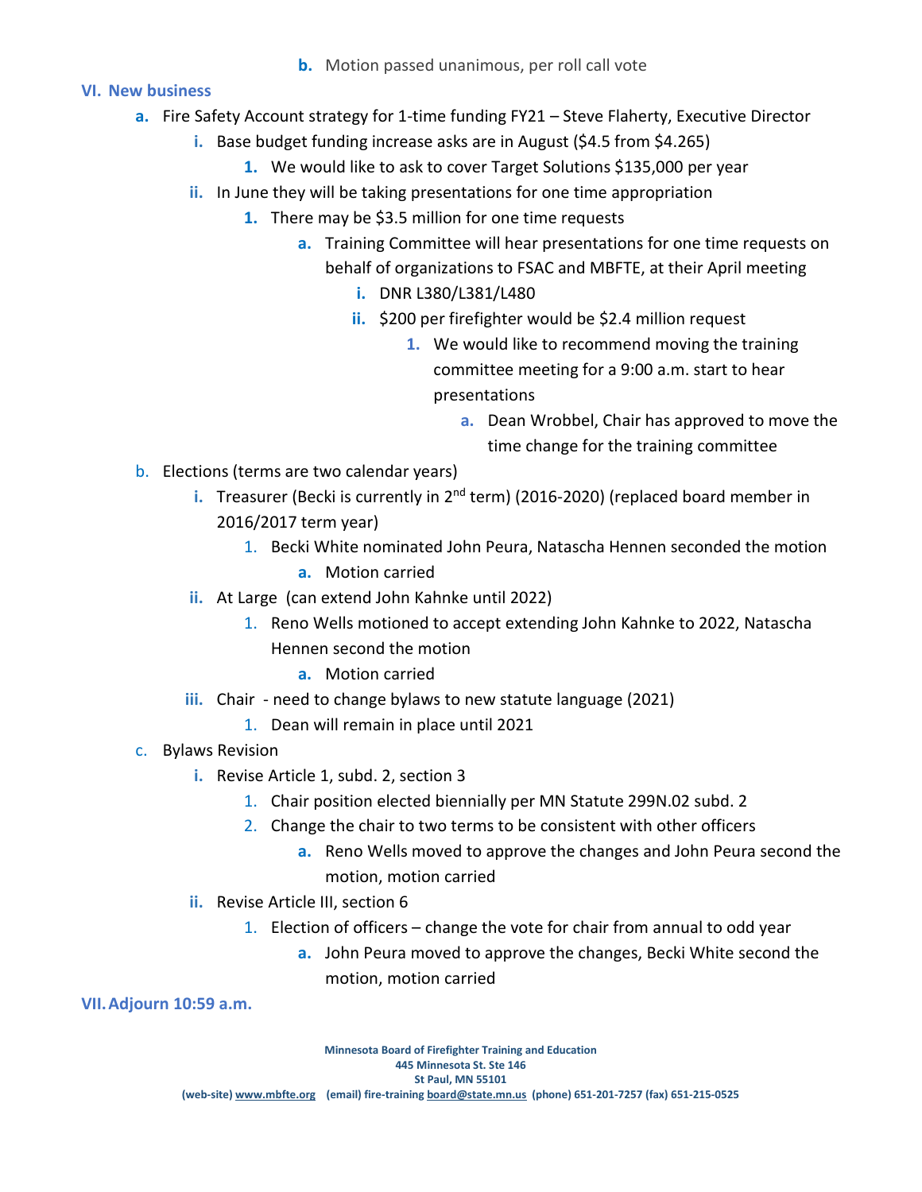b. Motion passed unanimous, per roll call vote

## VI. New business

- a. Fire Safety Account strategy for 1-time funding FY21 – Steve Flaherty, Executive Director
  - i. Base budget funding increase asks are in August ($4.5 from $4.265)
    1. We would like to ask to cover Target Solutions $135,000 per year
  - ii. In June they will be taking presentations for one time appropriation
    1. There may be $3.5 million for one time requests
       - a. Training Committee will hear presentations for one time requests on behalf of organizations to FSAC and MBFTE, at their April meeting
         - i. DNR L380/L381/L480
         - ii. $200 per firefighter would be $2.4 million request
           1. We would like to recommend moving the training committee meeting for a 9:00 a.m. start to hear presentations
              - a. Dean Wrobbel, Chair has approved to move the time change for the training committee
- b. Elections (terms are two calendar years)
  - i. Treasurer (Becki is currently in 2nd term) (2016-2020) (replaced board member in 2016/2017 term year)
    1. Becki White nominated John Peura, Natascha Hennen seconded the motion
       - a. Motion carried
  - ii. At Large (can extend John Kahnke until 2022)
    1. Reno Wells motioned to accept extending John Kahnke to 2022, Natascha Hennen second the motion
       - a. Motion carried
  - iii. Chair - need to change bylaws to new statute language (2021)
    1. Dean will remain in place until 2021
- c. Bylaws Revision
  - i. Revise Article 1, subd. 2, section 3
    1. Chair position elected biennially per MN Statute 299N.02 subd. 2
    2. Change the chair to two terms to be consistent with other officers
       - a. Reno Wells moved to approve the changes and John Peura second the motion, motion carried
  - ii. Revise Article III, section 6
    1. Election of officers – change the vote for chair from annual to odd year
       - a. John Peura moved to approve the changes, Becki White second the motion, motion carried

## VII. Adjourn 10:59 a.m.

**Minnesota Board of Firefighter Training and Education**
**445 Minnesota St. Ste 146**
**St Paul, MN 55101**
**(web-site) www.mbfte.org (email) fire-training board@state.mn.us (phone) 651-201-7257 (fax) 651-215-0525**